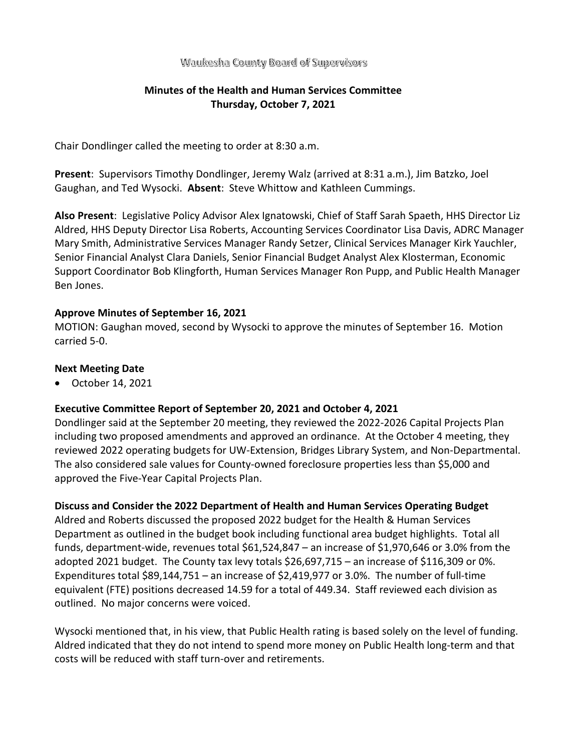Waukesha County Board of Supervisors

# Minutes of the Health and Human Services Committee
## Thursday, October 7, 2021

Chair Dondlinger called the meeting to order at 8:30 a.m.

**Present**: Supervisors Timothy Dondlinger, Jeremy Walz (arrived at 8:31 a.m.), Jim Batzko, Joel Gaughan, and Ted Wysocki. **Absent**: Steve Whittow and Kathleen Cummings.

**Also Present**: Legislative Policy Advisor Alex Ignatowski, Chief of Staff Sarah Spaeth, HHS Director Liz Aldred, HHS Deputy Director Lisa Roberts, Accounting Services Coordinator Lisa Davis, ADRC Manager Mary Smith, Administrative Services Manager Randy Setzer, Clinical Services Manager Kirk Yauchler, Senior Financial Analyst Clara Daniels, Senior Financial Budget Analyst Alex Klosterman, Economic Support Coordinator Bob Klingforth, Human Services Manager Ron Pupp, and Public Health Manager Ben Jones.

### Approve Minutes of September 16, 2021

MOTION: Gaughan moved, second by Wysocki to approve the minutes of September 16. Motion carried 5-0.

### Next Meeting Date

- October 14, 2021

### Executive Committee Report of September 20, 2021 and October 4, 2021

Dondlinger said at the September 20 meeting, they reviewed the 2022-2026 Capital Projects Plan including two proposed amendments and approved an ordinance. At the October 4 meeting, they reviewed 2022 operating budgets for UW-Extension, Bridges Library System, and Non-Departmental. The also considered sale values for County-owned foreclosure properties less than $5,000 and approved the Five-Year Capital Projects Plan.

### Discuss and Consider the 2022 Department of Health and Human Services Operating Budget

Aldred and Roberts discussed the proposed 2022 budget for the Health & Human Services Department as outlined in the budget book including functional area budget highlights. Total all funds, department-wide, revenues total $61,524,847 – an increase of $1,970,646 or 3.0% from the adopted 2021 budget. The County tax levy totals $26,697,715 – an increase of $116,309 or 0%. Expenditures total $89,144,751 – an increase of $2,419,977 or 3.0%. The number of full-time equivalent (FTE) positions decreased 14.59 for a total of 449.34. Staff reviewed each division as outlined. No major concerns were voiced.

Wysocki mentioned that, in his view, that Public Health rating is based solely on the level of funding. Aldred indicated that they do not intend to spend more money on Public Health long-term and that costs will be reduced with staff turn-over and retirements.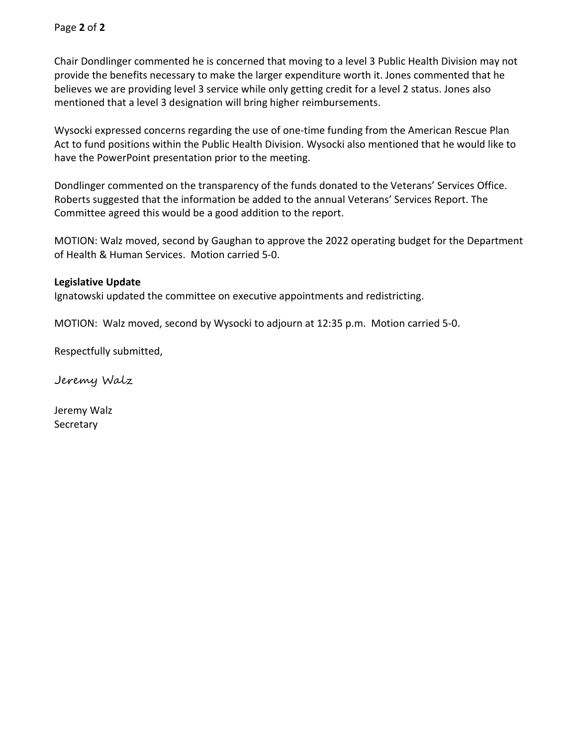Chair Dondlinger commented he is concerned that moving to a level 3 Public Health Division may not provide the benefits necessary to make the larger expenditure worth it. Jones commented that he believes we are providing level 3 service while only getting credit for a level 2 status. Jones also mentioned that a level 3 designation will bring higher reimbursements.

Wysocki expressed concerns regarding the use of one-time funding from the American Rescue Plan Act to fund positions within the Public Health Division. Wysocki also mentioned that he would like to have the PowerPoint presentation prior to the meeting.

Dondlinger commented on the transparency of the funds donated to the Veterans' Services Office. Roberts suggested that the information be added to the annual Veterans' Services Report. The Committee agreed this would be a good addition to the report.

MOTION: Walz moved, second by Gaughan to approve the 2022 operating budget for the Department of Health & Human Services. Motion carried 5-0.

**Legislative Update**

Ignatowski updated the committee on executive appointments and redistricting.

MOTION: Walz moved, second by Wysocki to adjourn at 12:35 p.m. Motion carried 5-0.

Respectfully submitted,

*Jeremy Walz*

Jeremy Walz
Secretary